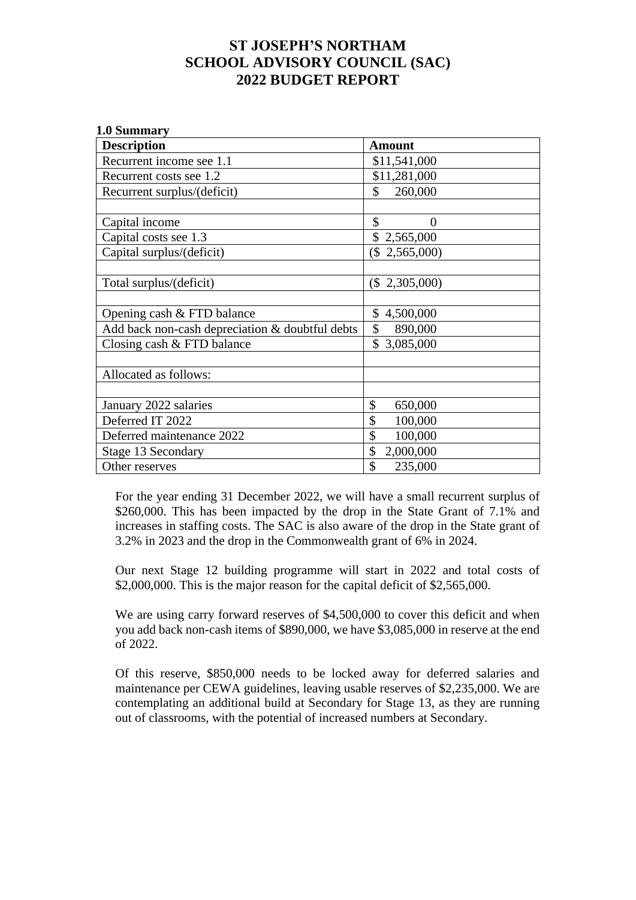# ST JOSEPH'S NORTHAM
# SCHOOL ADVISORY COUNCIL (SAC)
# 2022 BUDGET REPORT

**1.0 Summary**

| Description | Amount |
|---|---|
| Recurrent income see 1.1 | $11,541,000 |
| Recurrent costs see 1.2 | $11,281,000 |
| Recurrent surplus/(deficit) | $ 260,000 |
| | |
| Capital income | $ 0 |
| Capital costs see 1.3 | $ 2,565,000 |
| Capital surplus/(deficit) | ($ 2,565,000) |
| | |
| Total surplus/(deficit) | ($ 2,305,000) |
| | |
| Opening cash & FTD balance | $ 4,500,000 |
| Add back non-cash depreciation & doubtful debts | $ 890,000 |
| Closing cash & FTD balance | $ 3,085,000 |
| | |
| Allocated as follows: | |
| | |
| January 2022 salaries | $ 650,000 |
| Deferred IT 2022 | $ 100,000 |
| Deferred maintenance 2022 | $ 100,000 |
| Stage 13 Secondary | $ 2,000,000 |
| Other reserves | $ 235,000 |

For the year ending 31 December 2022, we will have a small recurrent surplus of $260,000. This has been impacted by the drop in the State Grant of 7.1% and increases in staffing costs. The SAC is also aware of the drop in the State grant of 3.2% in 2023 and the drop in the Commonwealth grant of 6% in 2024.

Our next Stage 12 building programme will start in 2022 and total costs of $2,000,000. This is the major reason for the capital deficit of $2,565,000.

We are using carry forward reserves of $4,500,000 to cover this deficit and when you add back non-cash items of $890,000, we have $3,085,000 in reserve at the end of 2022.

Of this reserve, $850,000 needs to be locked away for deferred salaries and maintenance per CEWA guidelines, leaving usable reserves of $2,235,000. We are contemplating an additional build at Secondary for Stage 13, as they are running out of classrooms, with the potential of increased numbers at Secondary.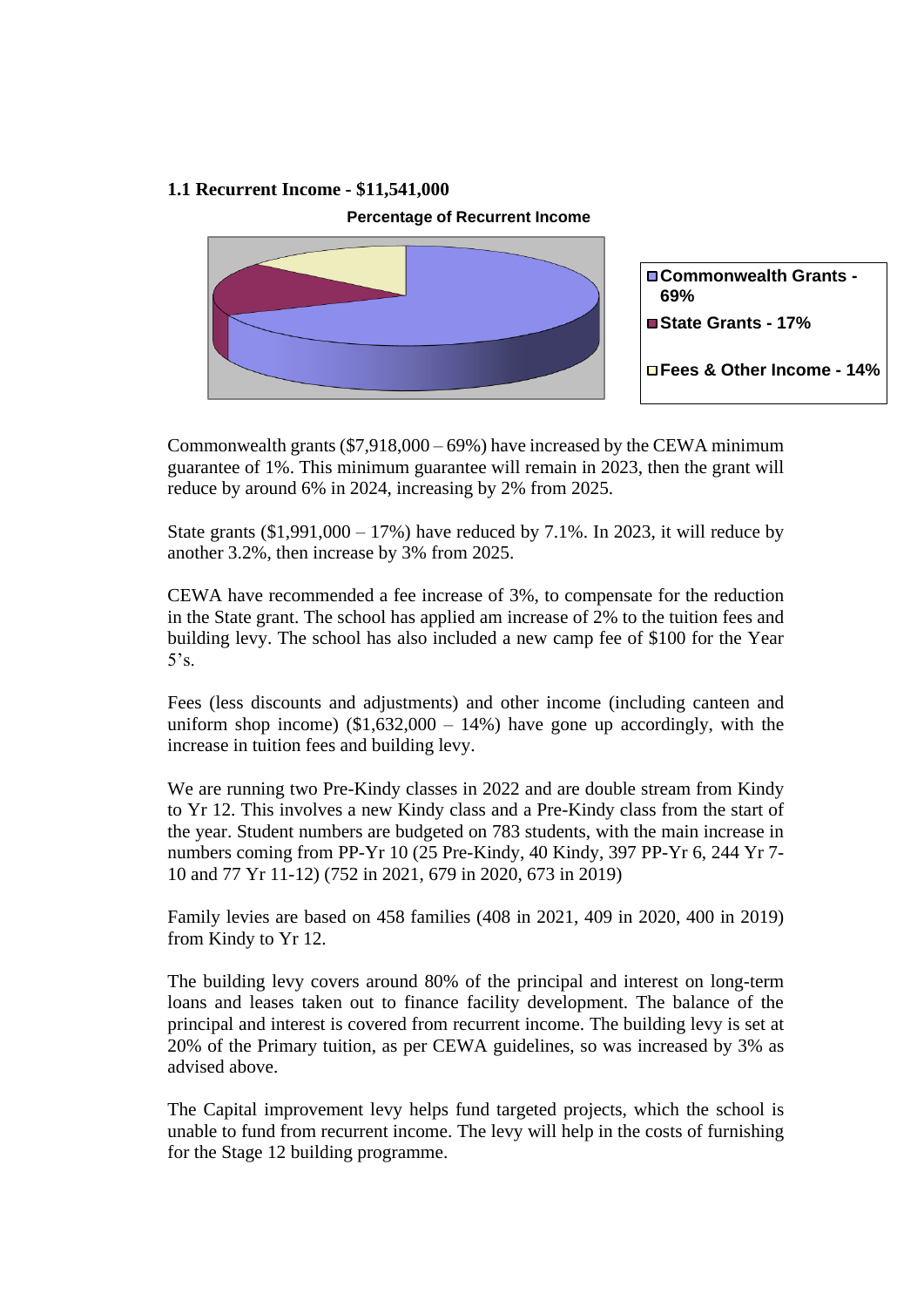### 1.1 Recurrent Income - $11,541,000

**Percentage of Recurrent Income**

- Commonwealth Grants - 69%
- State Grants - 17%
- Fees & Other Income - 14%

Commonwealth grants ($7,918,000 – 69%) have increased by the CEWA minimum guarantee of 1%. This minimum guarantee will remain in 2023, then the grant will reduce by around 6% in 2024, increasing by 2% from 2025.

State grants ($1,991,000 – 17%) have reduced by 7.1%. In 2023, it will reduce by another 3.2%, then increase by 3% from 2025.

CEWA have recommended a fee increase of 3%, to compensate for the reduction in the State grant. The school has applied am increase of 2% to the tuition fees and building levy. The school has also included a new camp fee of $100 for the Year 5's.

Fees (less discounts and adjustments) and other income (including canteen and uniform shop income) ($1,632,000 – 14%) have gone up accordingly, with the increase in tuition fees and building levy.

We are running two Pre-Kindy classes in 2022 and are double stream from Kindy to Yr 12. This involves a new Kindy class and a Pre-Kindy class from the start of the year. Student numbers are budgeted on 783 students, with the main increase in numbers coming from PP-Yr 10 (25 Pre-Kindy, 40 Kindy, 397 PP-Yr 6, 244 Yr 7-10 and 77 Yr 11-12) (752 in 2021, 679 in 2020, 673 in 2019)

Family levies are based on 458 families (408 in 2021, 409 in 2020, 400 in 2019) from Kindy to Yr 12.

The building levy covers around 80% of the principal and interest on long-term loans and leases taken out to finance facility development. The balance of the principal and interest is covered from recurrent income. The building levy is set at 20% of the Primary tuition, as per CEWA guidelines, so was increased by 3% as advised above.

The Capital improvement levy helps fund targeted projects, which the school is unable to fund from recurrent income. The levy will help in the costs of furnishing for the Stage 12 building programme.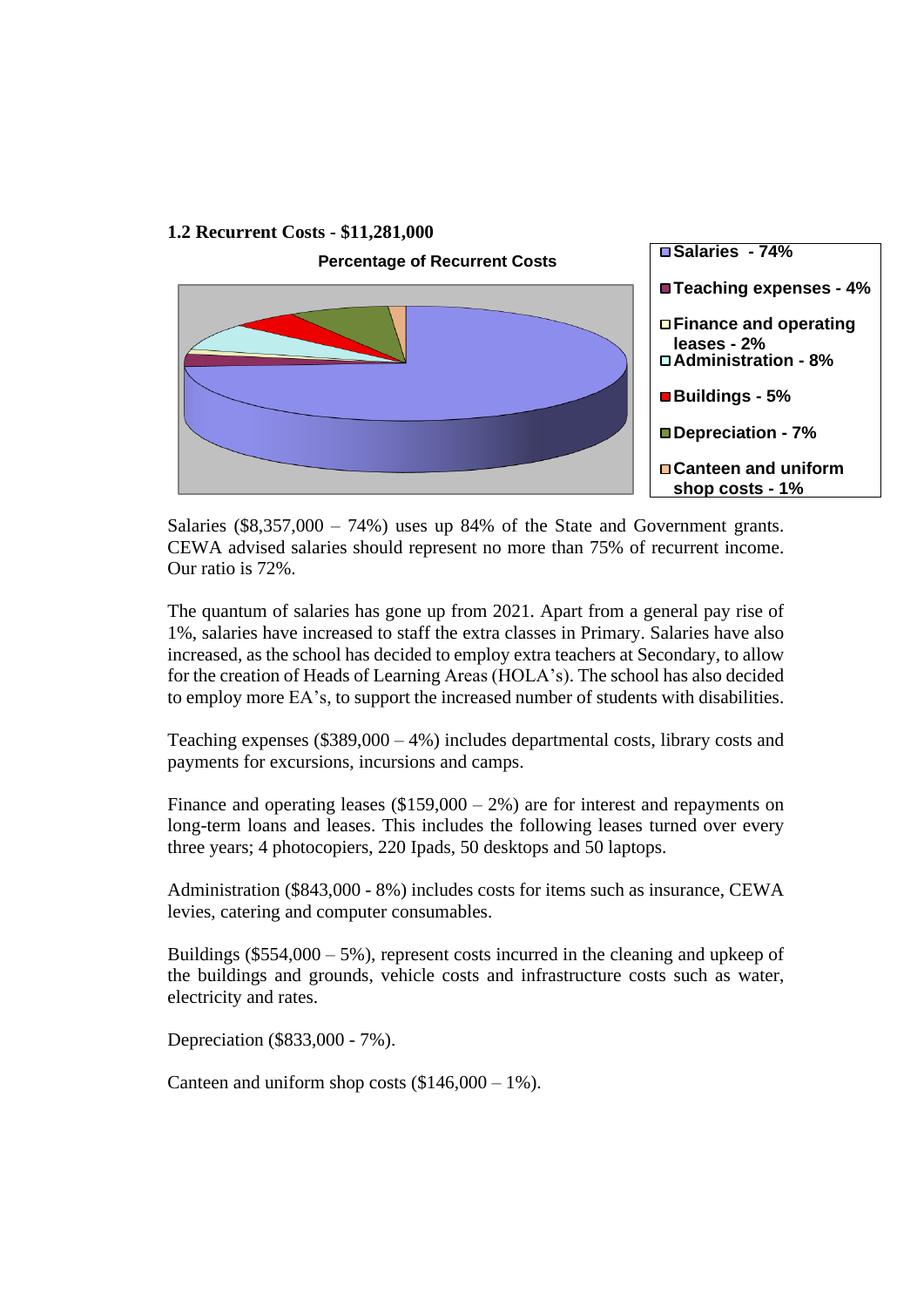**1.2 Recurrent Costs - $11,281,000**

**Percentage of Recurrent Costs**

- Salaries - 74%
- Teaching expenses - 4%
- Finance and operating leases - 2%
- Administration - 8%
- Buildings - 5%
- Depreciation - 7%
- Canteen and uniform shop costs - 1%

Salaries ($8,357,000 – 74%) uses up 84% of the State and Government grants. CEWA advised salaries should represent no more than 75% of recurrent income. Our ratio is 72%.

The quantum of salaries has gone up from 2021. Apart from a general pay rise of 1%, salaries have increased to staff the extra classes in Primary. Salaries have also increased, as the school has decided to employ extra teachers at Secondary, to allow for the creation of Heads of Learning Areas (HOLA's). The school has also decided to employ more EA's, to support the increased number of students with disabilities.

Teaching expenses ($389,000 – 4%) includes departmental costs, library costs and payments for excursions, incursions and camps.

Finance and operating leases ($159,000 – 2%) are for interest and repayments on long-term loans and leases. This includes the following leases turned over every three years; 4 photocopiers, 220 Ipads, 50 desktops and 50 laptops.

Administration ($843,000 - 8%) includes costs for items such as insurance, CEWA levies, catering and computer consumables.

Buildings ($554,000 – 5%), represent costs incurred in the cleaning and upkeep of the buildings and grounds, vehicle costs and infrastructure costs such as water, electricity and rates.

Depreciation ($833,000 - 7%).

Canteen and uniform shop costs ($146,000 – 1%).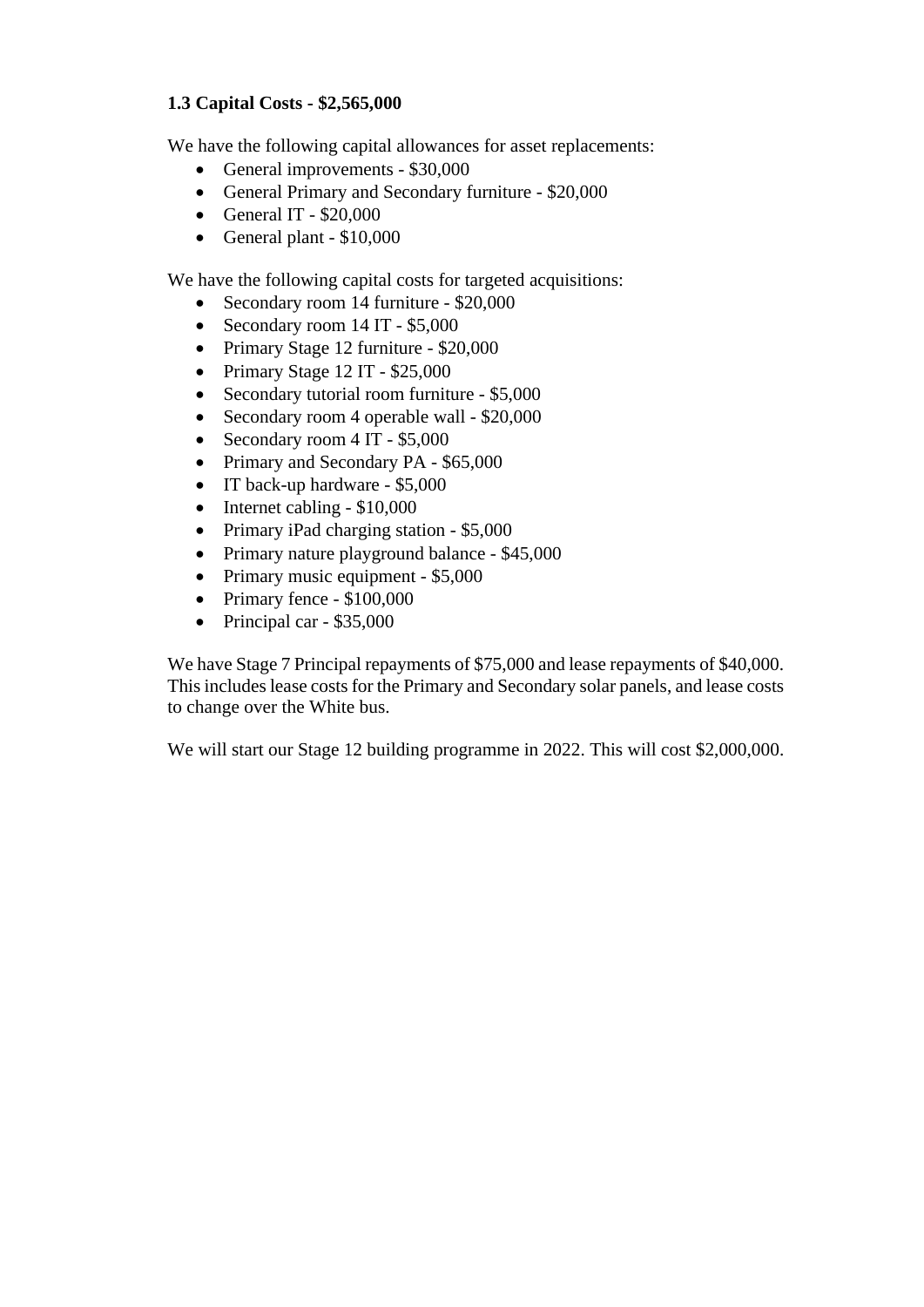### 1.3 Capital Costs - $2,565,000

We have the following capital allowances for asset replacements:

- General improvements - $30,000
- General Primary and Secondary furniture - $20,000
- General IT - $20,000
- General plant - $10,000

We have the following capital costs for targeted acquisitions:

- Secondary room 14 furniture - $20,000
- Secondary room 14 IT - $5,000
- Primary Stage 12 furniture - $20,000
- Primary Stage 12 IT - $25,000
- Secondary tutorial room furniture - $5,000
- Secondary room 4 operable wall - $20,000
- Secondary room 4 IT - $5,000
- Primary and Secondary PA - $65,000
- IT back-up hardware - $5,000
- Internet cabling - $10,000
- Primary iPad charging station - $5,000
- Primary nature playground balance - $45,000
- Primary music equipment - $5,000
- Primary fence - $100,000
- Principal car - $35,000

We have Stage 7 Principal repayments of $75,000 and lease repayments of $40,000. This includes lease costs for the Primary and Secondary solar panels, and lease costs to change over the White bus.

We will start our Stage 12 building programme in 2022. This will cost $2,000,000.